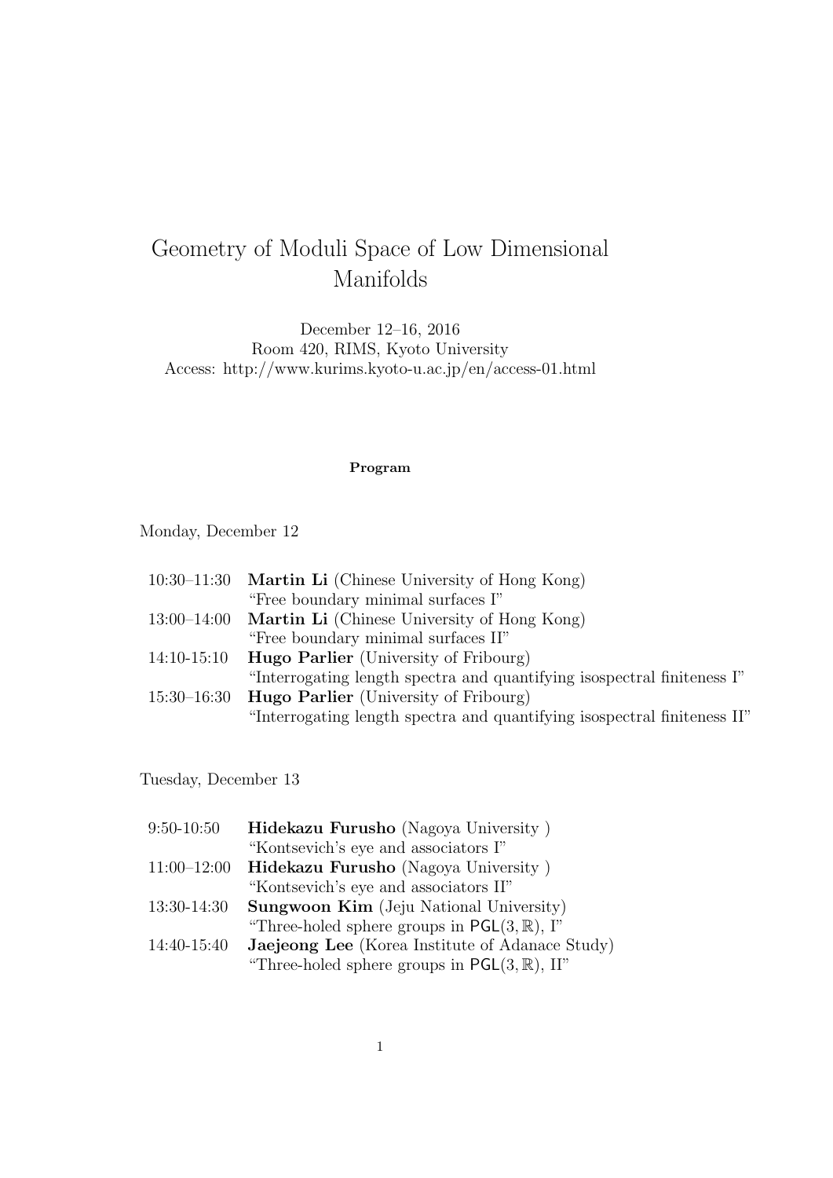# Geometry of Moduli Space of Low Dimensional Manifolds

December 12–16, 2016
Room 420, RIMS, Kyoto University
Access: http://www.kurims.kyoto-u.ac.jp/en/access-01.html

**Program**

Monday, December 12

| | |
|---|---|
| 10:30–11:30 | **Martin Li** (Chinese University of Hong Kong)<br>"Free boundary minimal surfaces I" |
| 13:00–14:00 | **Martin Li** (Chinese University of Hong Kong)<br>"Free boundary minimal surfaces II" |
| 14:10-15:10 | **Hugo Parlier** (University of Fribourg)<br>"Interrogating length spectra and quantifying isospectral finiteness I" |
| 15:30–16:30 | **Hugo Parlier** (University of Fribourg)<br>"Interrogating length spectra and quantifying isospectral finiteness II" |

Tuesday, December 13

| | |
|---|---|
| 9:50-10:50 | **Hidekazu Furusho** (Nagoya University )<br>"Kontsevich's eye and associators I" |
| 11:00–12:00 | **Hidekazu Furusho** (Nagoya University )<br>"Kontsevich's eye and associators II" |
| 13:30-14:30 | **Sungwoon Kim** (Jeju National University)<br>"Three-holed sphere groups in $\mathsf{PGL}(3,\mathbb{R})$, I" |
| 14:40-15:40 | **Jaejeong Lee** (Korea Institute of Adanace Study)<br>"Three-holed sphere groups in $\mathsf{PGL}(3,\mathbb{R})$, II" |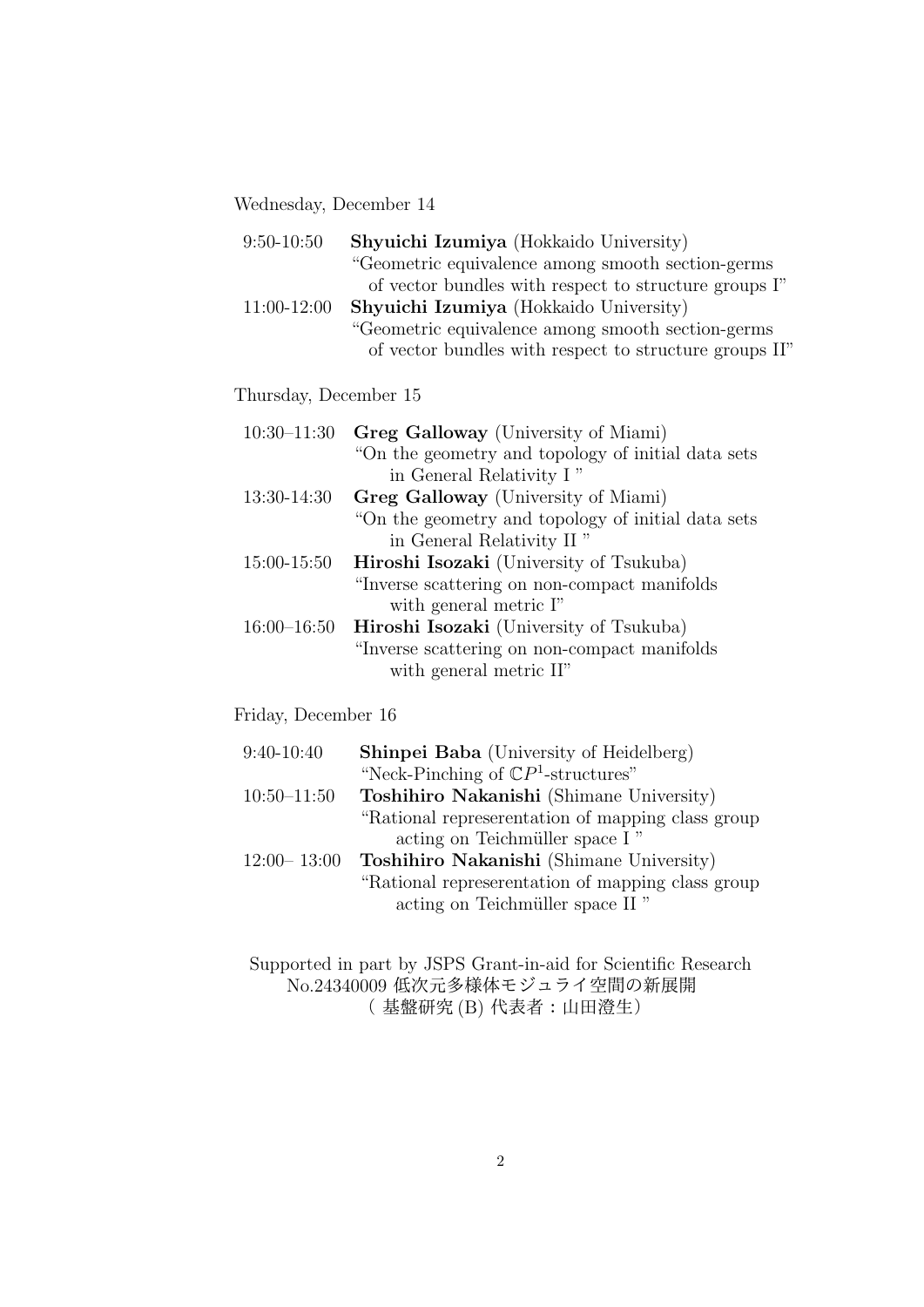Wednesday, December 14

| | |
|---|---|
| 9:50-10:50 | **Shyuichi Izumiya** (Hokkaido University)<br>“Geometric equivalence among smooth section-germs of vector bundles with respect to structure groups I” |
| 11:00-12:00 | **Shyuichi Izumiya** (Hokkaido University)<br>“Geometric equivalence among smooth section-germs of vector bundles with respect to structure groups II” |

Thursday, December 15

| | |
|---|---|
| 10:30–11:30 | **Greg Galloway** (University of Miami)<br>“On the geometry and topology of initial data sets in General Relativity I ” |
| 13:30-14:30 | **Greg Galloway** (University of Miami)<br>“On the geometry and topology of initial data sets in General Relativity II ” |
| 15:00-15:50 | **Hiroshi Isozaki** (University of Tsukuba)<br>“Inverse scattering on non-compact manifolds with general metric I” |
| 16:00–16:50 | **Hiroshi Isozaki** (University of Tsukuba)<br>“Inverse scattering on non-compact manifolds with general metric II” |

Friday, December 16

| | |
|---|---|
| 9:40-10:40 | **Shinpei Baba** (University of Heidelberg)<br>“Neck-Pinching of $\mathbb{C}P^1$-structures” |
| 10:50–11:50 | **Toshihiro Nakanishi** (Shimane University)<br>“Rational represerentation of mapping class group acting on Teichmüller space I ” |
| 12:00– 13:00 | **Toshihiro Nakanishi** (Shimane University)<br>“Rational represerentation of mapping class group acting on Teichmüller space II ” |

Supported in part by JSPS Grant-in-aid for Scientific Research
No.24340009 低次元多様体モジュライ空間の新展開
（ 基盤研究 (B) 代表者：山田澄生）